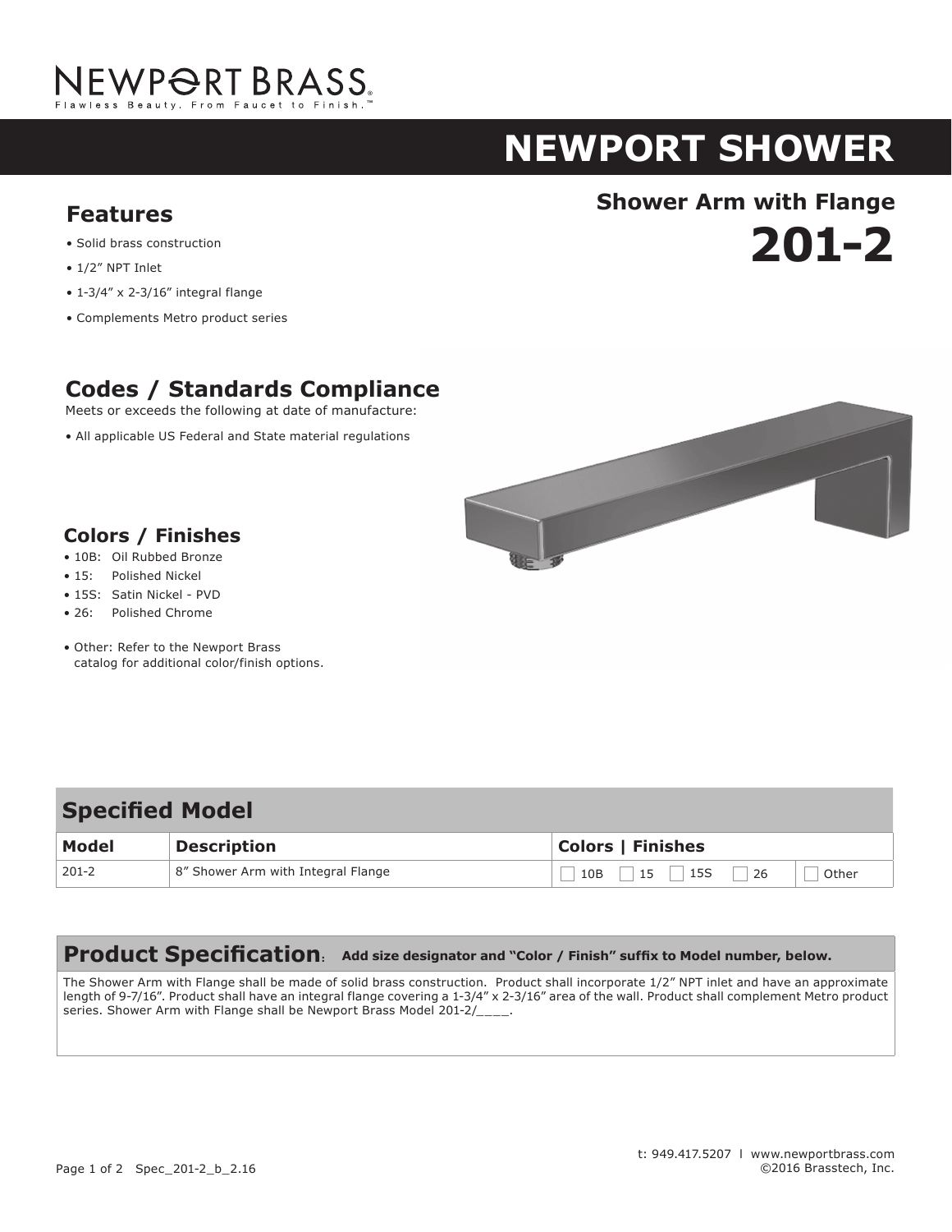NEWPORT BRASS
Flawless Beauty. From Faucet to Finish.™

# NEWPORT SHOWER

## Shower Arm with Flange

# 201-2

## Features

- Solid brass construction
- 1/2” NPT Inlet
- 1-3/4” x 2-3/16” integral flange
- Complements Metro product series

## Codes / Standards Compliance

Meets or exceeds the following at date of manufacture:

- All applicable US Federal and State material regulations

## Colors / Finishes

- 10B: Oil Rubbed Bronze
- 15: Polished Nickel
- 15S: Satin Nickel - PVD
- 26: Polished Chrome
- Other: Refer to the Newport Brass catalog for additional color/finish options.

## Specified Model

| Model | Description | Colors \| Finishes |
|---|---|---|
| 201-2 | 8” Shower Arm with Integral Flange | ☐ 10B ☐ 15 ☐ 15S ☐ 26 ☐ Other |

## Product Specification: **Add size designator and “Color / Finish” suffix to Model number, below.**

The Shower Arm with Flange shall be made of solid brass construction. Product shall incorporate 1/2” NPT inlet and have an approximate length of 9-7/16”. Product shall have an integral flange covering a 1-3/4” x 2-3/16” area of the wall. Product shall complement Metro product series. Shower Arm with Flange shall be Newport Brass Model 201-2/____.

t: 949.417.5207 l www.newportbrass.com
©2016 Brasstech, Inc.

Spec_201-2_b_2.16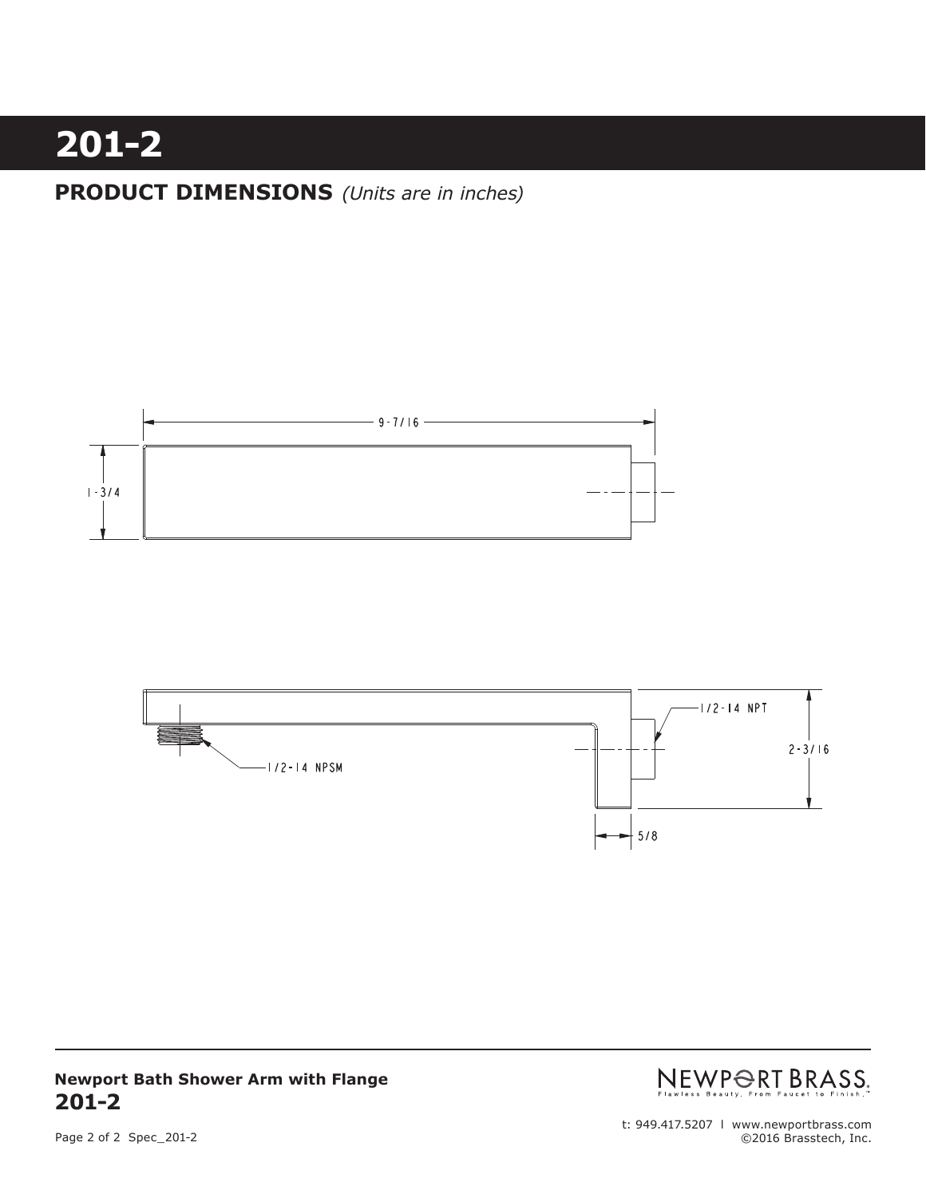# 201-2

## PRODUCT DIMENSIONS *(Units are in inches)*

9-7/16

1-3/4

1/2-14 NPT

2-3/16

1/2-14 NPSM

5/8

**Newport Bath Shower Arm with Flange**
**201-2**

Spec_201-2

t: 949.417.5207 l www.newportbrass.com
©2016 Brasstech, Inc.